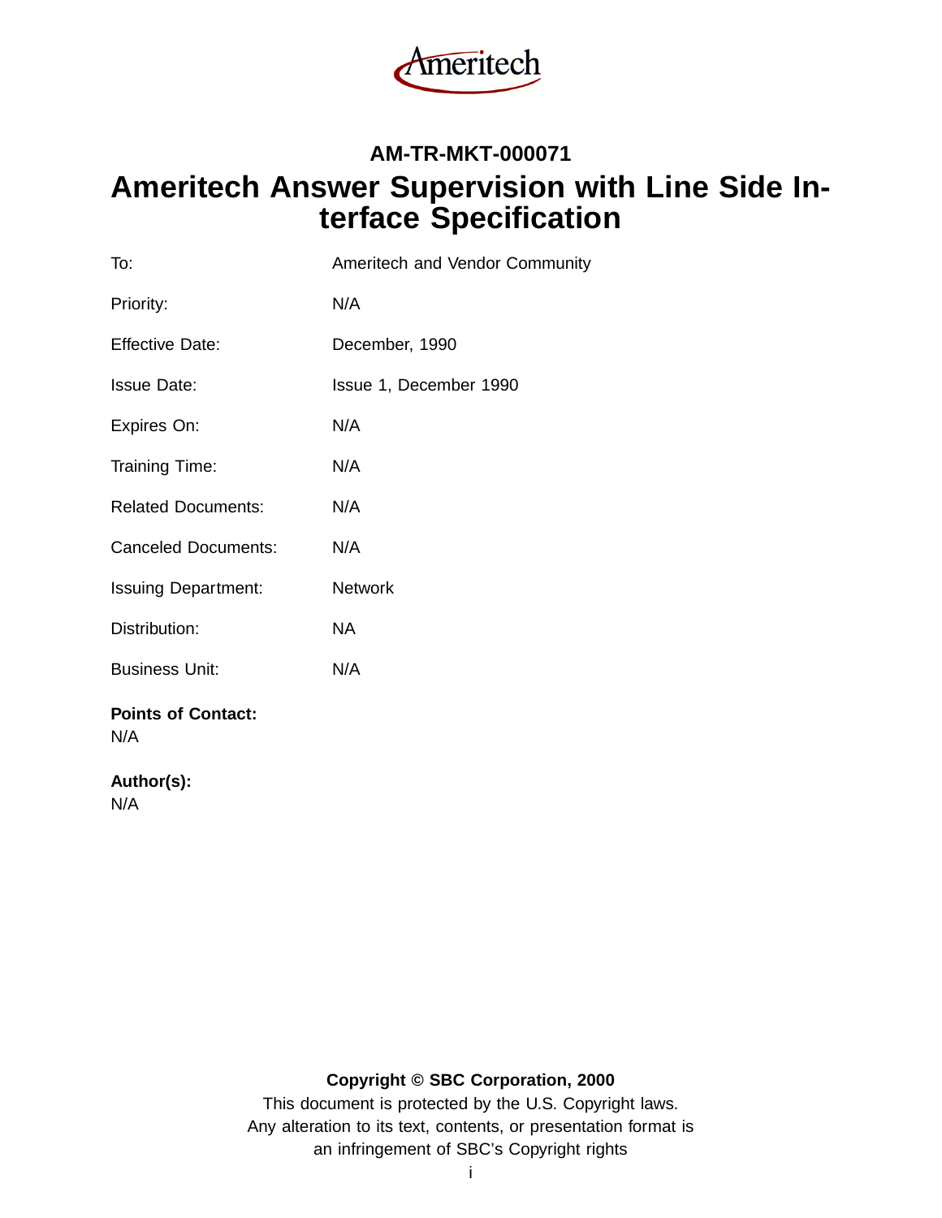Ameritech

**AM-TR-MKT-000071**

# Ameritech Answer Supervision with Line Side Interface Specification

| | |
|---|---|
| To: | Ameritech and Vendor Community |
| Priority: | N/A |
| Effective Date: | December, 1990 |
| Issue Date: | Issue 1, December 1990 |
| Expires On: | N/A |
| Training Time: | N/A |
| Related Documents: | N/A |
| Canceled Documents: | N/A |
| Issuing Department: | Network |
| Distribution: | NA |
| Business Unit: | N/A |

**Points of Contact:**
N/A

**Author(s):**
N/A

**Copyright © SBC Corporation, 2000**

This document is protected by the U.S. Copyright laws.
Any alteration to its text, contents, or presentation format is
an infringement of SBC's Copyright rights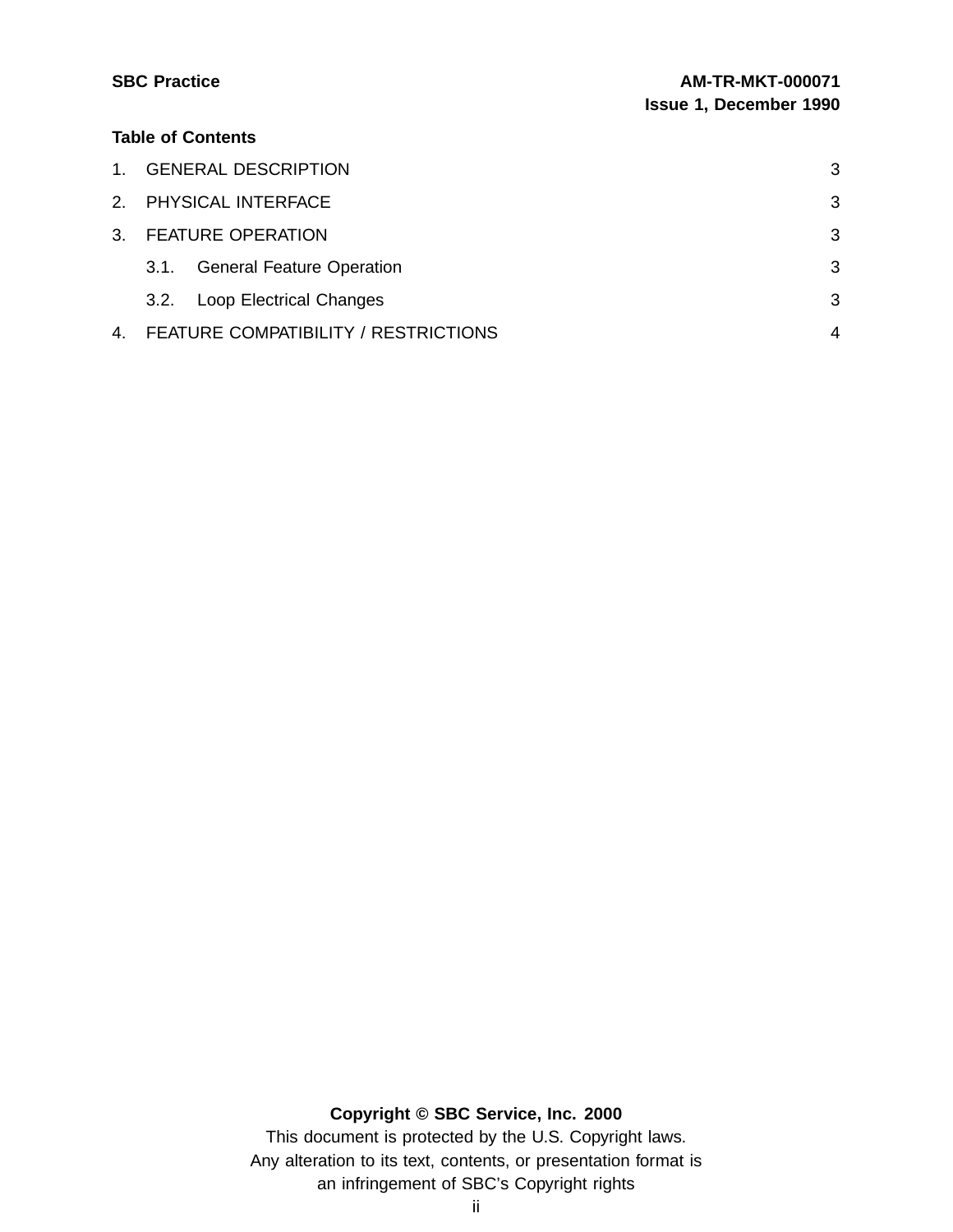**Table of Contents**

1. GENERAL DESCRIPTION 3
2. PHYSICAL INTERFACE 3
3. FEATURE OPERATION 3
   - 3.1. General Feature Operation 3
   - 3.2. Loop Electrical Changes 3
4. FEATURE COMPATIBILITY / RESTRICTIONS 4

**Copyright © SBC Service, Inc. 2000**

This document is protected by the U.S. Copyright laws.
Any alteration to its text, contents, or presentation format is
an infringement of SBC's Copyright rights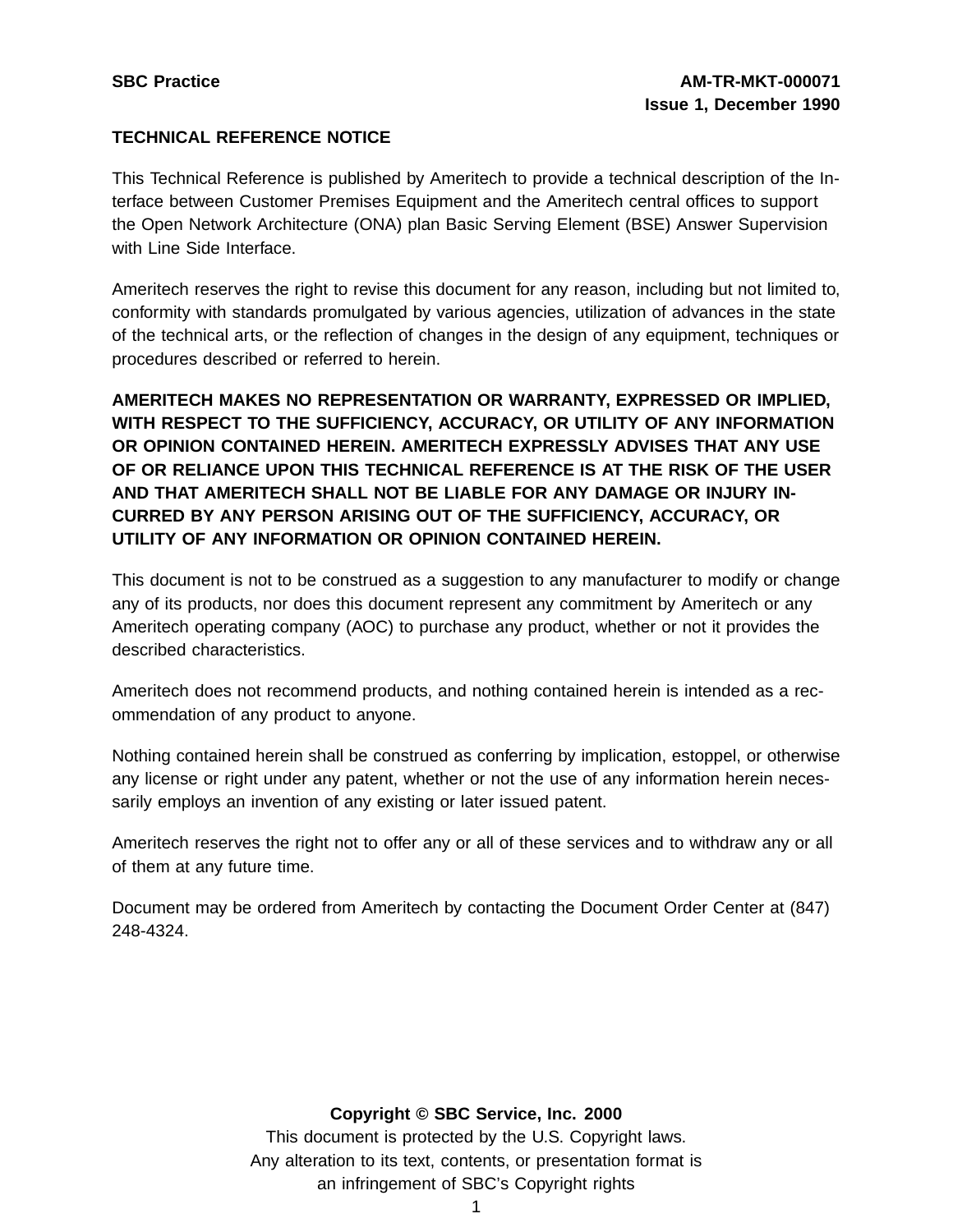**SBC Practice** **AM-TR-MKT-000071**
**Issue 1, December 1990**

**TECHNICAL REFERENCE NOTICE**

This Technical Reference is published by Ameritech to provide a technical description of the Interface between Customer Premises Equipment and the Ameritech central offices to support the Open Network Architecture (ONA) plan Basic Serving Element (BSE) Answer Supervision with Line Side Interface.

Ameritech reserves the right to revise this document for any reason, including but not limited to, conformity with standards promulgated by various agencies, utilization of advances in the state of the technical arts, or the reflection of changes in the design of any equipment, techniques or procedures described or referred to herein.

**AMERITECH MAKES NO REPRESENTATION OR WARRANTY, EXPRESSED OR IMPLIED, WITH RESPECT TO THE SUFFICIENCY, ACCURACY, OR UTILITY OF ANY INFORMATION OR OPINION CONTAINED HEREIN. AMERITECH EXPRESSLY ADVISES THAT ANY USE OF OR RELIANCE UPON THIS TECHNICAL REFERENCE IS AT THE RISK OF THE USER AND THAT AMERITECH SHALL NOT BE LIABLE FOR ANY DAMAGE OR INJURY INCURRED BY ANY PERSON ARISING OUT OF THE SUFFICIENCY, ACCURACY, OR UTILITY OF ANY INFORMATION OR OPINION CONTAINED HEREIN.**

This document is not to be construed as a suggestion to any manufacturer to modify or change any of its products, nor does this document represent any commitment by Ameritech or any Ameritech operating company (AOC) to purchase any product, whether or not it provides the described characteristics.

Ameritech does not recommend products, and nothing contained herein is intended as a recommendation of any product to anyone.

Nothing contained herein shall be construed as conferring by implication, estoppel, or otherwise any license or right under any patent, whether or not the use of any information herein necessarily employs an invention of any existing or later issued patent.

Ameritech reserves the right not to offer any or all of these services and to withdraw any or all of them at any future time.

Document may be ordered from Ameritech by contacting the Document Order Center at (847) 248-4324.

**Copyright © SBC Service, Inc. 2000**
This document is protected by the U.S. Copyright laws.
Any alteration to its text, contents, or presentation format is
an infringement of SBC's Copyright rights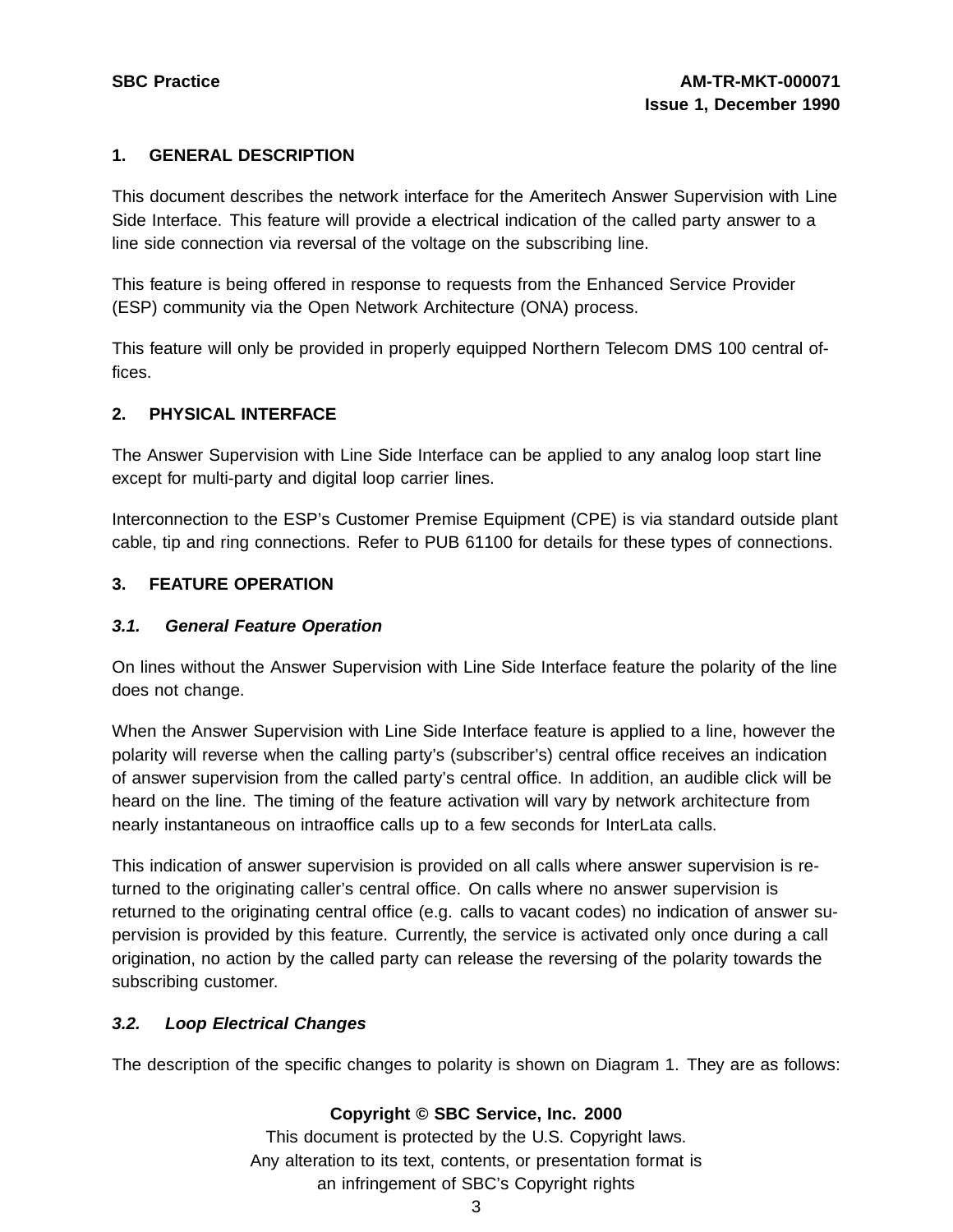## 1. GENERAL DESCRIPTION

This document describes the network interface for the Ameritech Answer Supervision with Line Side Interface. This feature will provide a electrical indication of the called party answer to a line side connection via reversal of the voltage on the subscribing line.

This feature is being offered in response to requests from the Enhanced Service Provider (ESP) community via the Open Network Architecture (ONA) process.

This feature will only be provided in properly equipped Northern Telecom DMS 100 central offices.

## 2. PHYSICAL INTERFACE

The Answer Supervision with Line Side Interface can be applied to any analog loop start line except for multi-party and digital loop carrier lines.

Interconnection to the ESP's Customer Premise Equipment (CPE) is via standard outside plant cable, tip and ring connections. Refer to PUB 61100 for details for these types of connections.

## 3. FEATURE OPERATION

### *3.1. General Feature Operation*

On lines without the Answer Supervision with Line Side Interface feature the polarity of the line does not change.

When the Answer Supervision with Line Side Interface feature is applied to a line, however the polarity will reverse when the calling party's (subscriber's) central office receives an indication of answer supervision from the called party's central office. In addition, an audible click will be heard on the line. The timing of the feature activation will vary by network architecture from nearly instantaneous on intraoffice calls up to a few seconds for InterLata calls.

This indication of answer supervision is provided on all calls where answer supervision is returned to the originating caller's central office. On calls where no answer supervision is returned to the originating central office (e.g. calls to vacant codes) no indication of answer supervision is provided by this feature. Currently, the service is activated only once during a call origination, no action by the called party can release the reversing of the polarity towards the subscribing customer.

### *3.2. Loop Electrical Changes*

The description of the specific changes to polarity is shown on Diagram 1. They are as follows: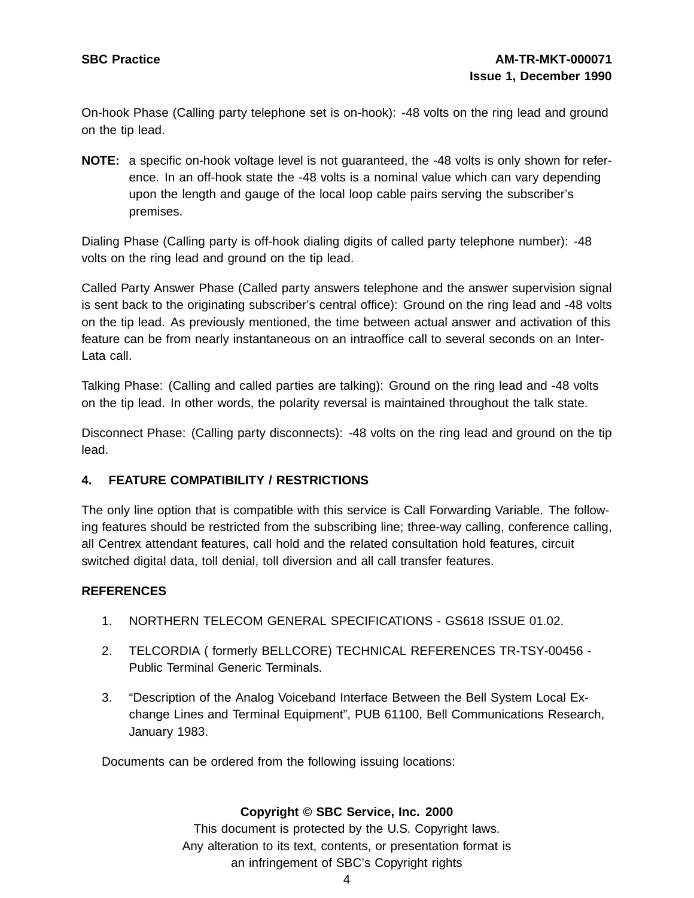On-hook Phase (Calling party telephone set is on-hook): -48 volts on the ring lead and ground on the tip lead.

**NOTE:** a specific on-hook voltage level is not guaranteed, the -48 volts is only shown for reference. In an off-hook state the -48 volts is a nominal value which can vary depending upon the length and gauge of the local loop cable pairs serving the subscriber's premises.

Dialing Phase (Calling party is off-hook dialing digits of called party telephone number): -48 volts on the ring lead and ground on the tip lead.

Called Party Answer Phase (Called party answers telephone and the answer supervision signal is sent back to the originating subscriber's central office): Ground on the ring lead and -48 volts on the tip lead. As previously mentioned, the time between actual answer and activation of this feature can be from nearly instantaneous on an intraoffice call to several seconds on an Inter-Lata call.

Talking Phase: (Calling and called parties are talking): Ground on the ring lead and -48 volts on the tip lead. In other words, the polarity reversal is maintained throughout the talk state.

Disconnect Phase: (Calling party disconnects): -48 volts on the ring lead and ground on the tip lead.

## 4. FEATURE COMPATIBILITY / RESTRICTIONS

The only line option that is compatible with this service is Call Forwarding Variable. The following features should be restricted from the subscribing line; three-way calling, conference calling, all Centrex attendant features, call hold and the related consultation hold features, circuit switched digital data, toll denial, toll diversion and all call transfer features.

## REFERENCES

1. NORTHERN TELECOM GENERAL SPECIFICATIONS - GS618 ISSUE 01.02.
2. TELCORDIA ( formerly BELLCORE) TECHNICAL REFERENCES TR-TSY-00456 - Public Terminal Generic Terminals.
3. “Description of the Analog Voiceband Interface Between the Bell System Local Exchange Lines and Terminal Equipment”, PUB 61100, Bell Communications Research, January 1983.

Documents can be ordered from the following issuing locations: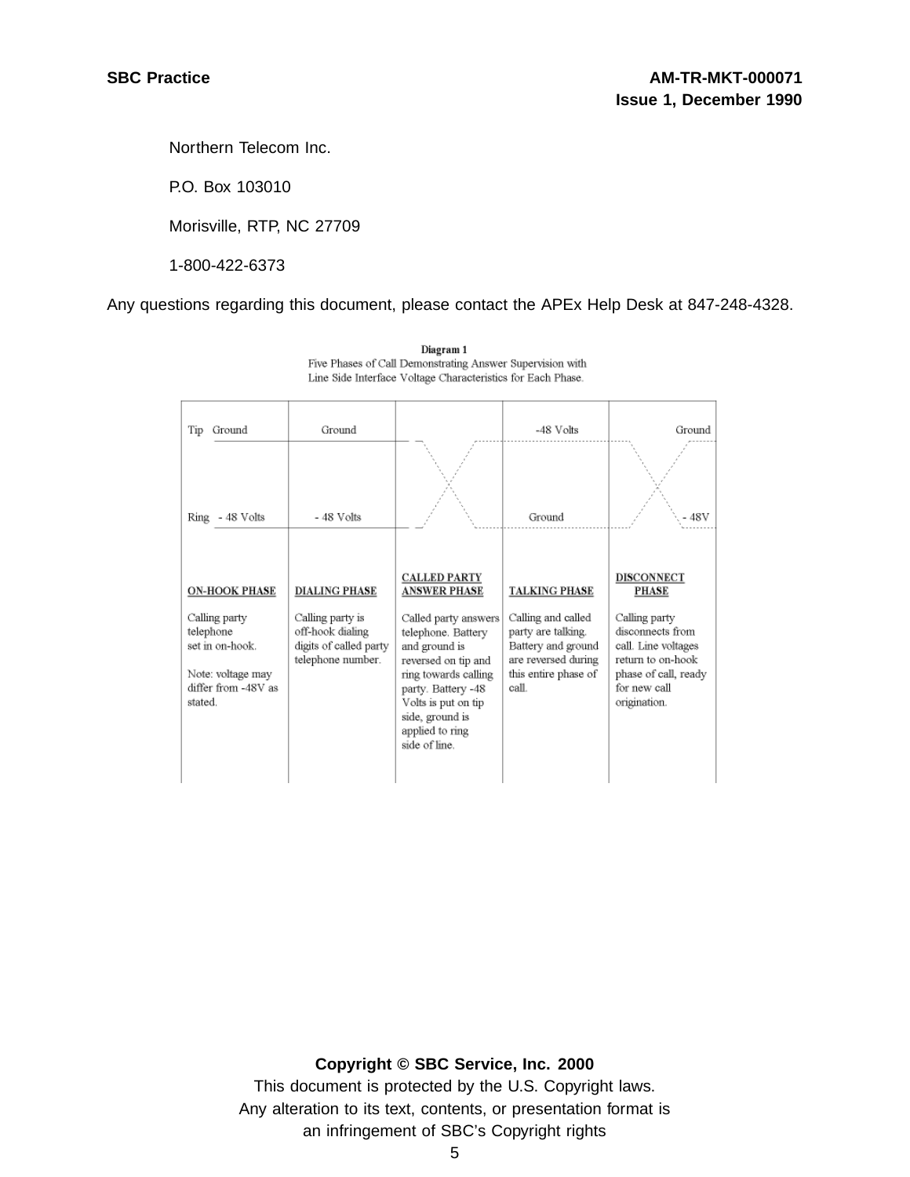Northern Telecom Inc.

P.O. Box 103010

Morisville, RTP, NC 27709

1-800-422-6373

Any questions regarding this document, please contact the APEx Help Desk at 847-248-4328.

**Diagram 1**

Five Phases of Call Demonstrating Answer Supervision with Line Side Interface Voltage Characteristics for Each Phase.

Tip Ground

Ground

-48 Volts

Ground

Ring - 48 Volts

- 48 Volts

Ground

- 48V

**ON-HOOK PHASE**

Calling party telephone set in on-hook.

Note: voltage may differ from -48V as stated.

**DIALING PHASE**

Calling party is off-hook dialing digits of called party telephone number.

**CALLED PARTY ANSWER PHASE**

Called party answers telephone. Battery and ground is reversed on tip and ring towards calling party. Battery -48 Volts is put on tip side, ground is applied to ring side of line.

**TALKING PHASE**

Calling and called party are talking. Battery and ground are reversed during this entire phase of call.

**DISCONNECT PHASE**

Calling party disconnects from call. Line voltages return to on-hook phase of call, ready for new call origination.

**Copyright © SBC Service, Inc. 2000**

This document is protected by the U.S. Copyright laws.

Any alteration to its text, contents, or presentation format is an infringement of SBC's Copyright rights